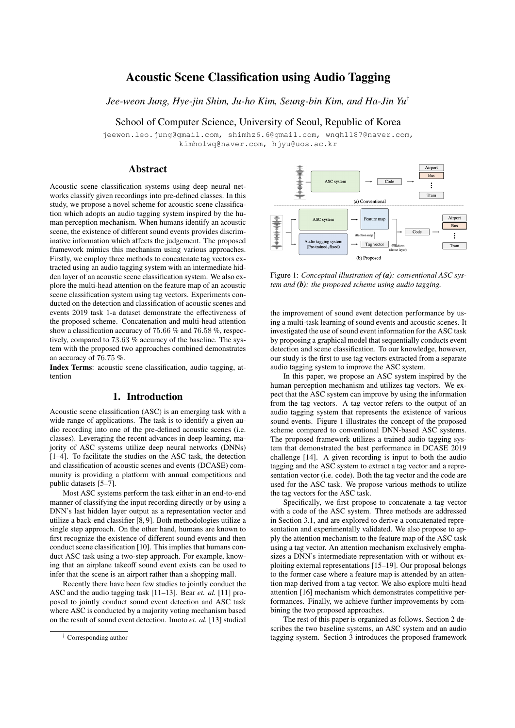# Acoustic Scene Classification using Audio Tagging

*Jee-weon Jung, Hye-jin Shim, Ju-ho Kim, Seung-bin Kim, and Ha-Jin Yu*[†]

School of Computer Science, University of Seoul, Republic of Korea

jeewon.leo.jung@gmail.com, shimhz6.6@gmail.com, wngh1187@naver.com, kimho1wq@naver.com, hjyu@uos.ac.kr

## Abstract

Acoustic scene classification systems using deep neural networks classify given recordings into pre-defined classes. In this study, we propose a novel scheme for acoustic scene classification which adopts an audio tagging system inspired by the human perception mechanism. When humans identify an acoustic scene, the existence of different sound events provides discriminative information which affects the judgement. The proposed framework mimics this mechanism using various approaches. Firstly, we employ three methods to concatenate tag vectors extracted using an audio tagging system with an intermediate hidden layer of an acoustic scene classification system. We also explore the multi-head attention on the feature map of an acoustic scene classification system using tag vectors. Experiments conducted on the detection and classification of acoustic scenes and events 2019 task 1-a dataset demonstrate the effectiveness of the proposed scheme. Concatenation and multi-head attention show a classification accuracy of 75.66 % and 76.58 %, respectively, compared to 73.63 % accuracy of the baseline. The system with the proposed two approaches combined demonstrates an accuracy of 76.75 %.

**Index Terms**: acoustic scene classification, audio tagging, attention

## 1. Introduction

Acoustic scene classification (ASC) is an emerging task with a wide range of applications. The task is to identify a given audio recording into one of the pre-defined acoustic scenes (i.e. classes). Leveraging the recent advances in deep learning, majority of ASC systems utilize deep neural networks (DNNs) [1–4]. To facilitate the studies on the ASC task, the detection and classification of acoustic scenes and events (DCASE) community is providing a platform with annual competitions and public datasets [5–7].

Most ASC systems perform the task either in an end-to-end manner of classifying the input recording directly or by using a DNN's last hidden layer output as a representation vector and utilize a back-end classifier [8, 9]. Both methodologies utilize a single step approach. On the other hand, humans are known to first recognize the existence of different sound events and then conduct scene classification [10]. This implies that humans conduct ASC task using a two-step approach. For example, knowing that an airplane takeoff sound event exists can be used to infer that the scene is an airport rather than a shopping mall.

Recently there have been few studies to jointly conduct the ASC and the audio tagging task [11–13]. Bear *et. al.* [11] proposed to jointly conduct sound event detection and ASC task where ASC is conducted by a majority voting mechanism based on the result of sound event detection. Imoto *et. al.* [13] studied the improvement of sound event detection performance by using a multi-task learning of sound events and acoustic scenes. It investigated the use of sound event information for the ASC task by proposing a graphical model that sequentially conducts event detection and scene classification. To our knowledge, however, our study is the first to use tag vectors extracted from a separate audio tagging system to improve the ASC system.

Figure 1: *Conceptual illustration of **(a)**: conventional ASC system and **(b)**: the proposed scheme using audio tagging.*

In this paper, we propose an ASC system inspired by the human perception mechanism and utilizes tag vectors. We expect that the ASC system can improve by using the information from the tag vectors. A tag vector refers to the output of an audio tagging system that represents the existence of various sound events. Figure 1 illustrates the concept of the proposed scheme compared to conventional DNN-based ASC systems. The proposed framework utilizes a trained audio tagging system that demonstrated the best performance in DCASE 2019 challenge [14]. A given recording is input to both the audio tagging and the ASC system to extract a tag vector and a representation vector (i.e. code). Both the tag vector and the code are used for the ASC task. We propose various methods to utilize the tag vectors for the ASC task.

Specifically, we first propose to concatenate a tag vector with a code of the ASC system. Three methods are addressed in Section 3.1, and are explored to derive a concatenated representation and experimentally validated. We also propose to apply the attention mechanism to the feature map of the ASC task using a tag vector. An attention mechanism exclusively emphasizes a DNN's intermediate representation with or without exploiting external representations [15–19]. Our proposal belongs to the former case where a feature map is attended by an attention map derived from a tag vector. We also explore multi-head attention [16] mechanism which demonstrates competitive performances. Finally, we achieve further improvements by combining the two proposed approaches.

The rest of this paper is organized as follows. Section 2 describes the two baseline systems, an ASC system and an audio tagging system. Section 3 introduces the proposed framework

[†] Corresponding author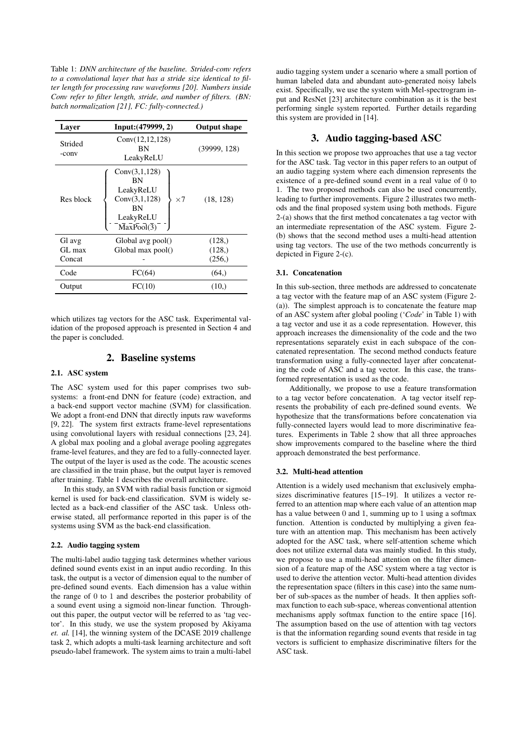Table 1: *DNN architecture of the baseline. Strided-conv refers to a convolutional layer that has a stride size identical to filter length for processing raw waveforms [20]. Numbers inside Conv refer to filter length, stride, and number of filters. (BN: batch normalization [21], FC: fully-connected.)*

| Layer | Input:(479999, 2) | Output shape |
|---|---|---|
| Strided -conv | Conv(12,12,128)<br>BN<br>LeakyReLU | (39999, 128) |
| Res block | { Conv(3,1,128)<br>BN<br>LeakyReLU<br>Conv(3,1,128)<br>BN<br>LeakyReLU<br>MaxPool(3) } ×7 | (18, 128) |
| Gl avg<br>GL max<br>Concat | Global avg pool()<br>Global max pool()<br>- | (128,)<br>(128,)<br>(256,) |
| Code | FC(64) | (64,) |
| Output | FC(10) | (10,) |

which utilizes tag vectors for the ASC task. Experimental validation of the proposed approach is presented in Section 4 and the paper is concluded.

## 2. Baseline systems

### 2.1. ASC system

The ASC system used for this paper comprises two subsystems: a front-end DNN for feature (code) extraction, and a back-end support vector machine (SVM) for classification. We adopt a front-end DNN that directly inputs raw waveforms [9, 22]. The system first extracts frame-level representations using convolutional layers with residual connections [23, 24]. A global max pooling and a global average pooling aggregates frame-level features, and they are fed to a fully-connected layer. The output of the layer is used as the code. The acoustic scenes are classified in the train phase, but the output layer is removed after training. Table 1 describes the overall architecture.

In this study, an SVM with radial basis function or sigmoid kernel is used for back-end classification. SVM is widely selected as a back-end classifier of the ASC task. Unless otherwise stated, all performance reported in this paper is of the systems using SVM as the back-end classification.

### 2.2. Audio tagging system

The multi-label audio tagging task determines whether various defined sound events exist in an input audio recording. In this task, the output is a vector of dimension equal to the number of pre-defined sound events. Each dimension has a value within the range of 0 to 1 and describes the posterior probability of a sound event using a sigmoid non-linear function. Throughout this paper, the output vector will be referred to as 'tag vector'. In this study, we use the system proposed by Akiyama *et. al.* [14], the winning system of the DCASE 2019 challenge task 2, which adopts a multi-task learning architecture and soft pseudo-label framework. The system aims to train a multi-label audio tagging system under a scenario where a small portion of human labeled data and abundant auto-generated noisy labels exist. Specifically, we use the system with Mel-spectrogram input and ResNet [23] architecture combination as it is the best performing single system reported. Further details regarding this system are provided in [14].

## 3. Audio tagging-based ASC

In this section we propose two approaches that use a tag vector for the ASC task. Tag vector in this paper refers to an output of an audio tagging system where each dimension represents the existence of a pre-defined sound event in a real value of 0 to 1. The two proposed methods can also be used concurrently, leading to further improvements. Figure 2 illustrates two methods and the final proposed system using both methods. Figure 2-(a) shows that the first method concatenates a tag vector with an intermediate representation of the ASC system. Figure 2-(b) shows that the second method uses a multi-head attention using tag vectors. The use of the two methods concurrently is depicted in Figure 2-(c).

### 3.1. Concatenation

In this sub-section, three methods are addressed to concatenate a tag vector with the feature map of an ASC system (Figure 2-(a)). The simplest approach is to concatenate the feature map of an ASC system after global pooling ('*Code*' in Table 1) with a tag vector and use it as a code representation. However, this approach increases the dimensionality of the code and the two representations separately exist in each subspace of the concatenated representation. The second method conducts feature transformation using a fully-connected layer after concatenating the code of ASC and a tag vector. In this case, the transformed representation is used as the code.

Additionally, we propose to use a feature transformation to a tag vector before concatenation. A tag vector itself represents the probability of each pre-defined sound events. We hypothesize that the transformations before concatenation via fully-connected layers would lead to more discriminative features. Experiments in Table 2 show that all three approaches show improvements compared to the baseline where the third approach demonstrated the best performance.

### 3.2. Multi-head attention

Attention is a widely used mechanism that exclusively emphasizes discriminative features [15–19]. It utilizes a vector referred to an attention map where each value of an attention map has a value between 0 and 1, summing up to 1 using a softmax function. Attention is conducted by multiplying a given feature with an attention map. This mechanism has been actively adopted for the ASC task, where self-attention scheme which does not utilize external data was mainly studied. In this study, we propose to use a multi-head attention on the filter dimension of a feature map of the ASC system where a tag vector is used to derive the attention vector. Multi-head attention divides the representation space (filters in this case) into the same number of sub-spaces as the number of heads. It then applies softmax function to each sub-space, whereas conventional attention mechanisms apply softmax function to the entire space [16]. The assumption based on the use of attention with tag vectors is that the information regarding sound events that reside in tag vectors is sufficient to emphasize discriminative filters for the ASC task.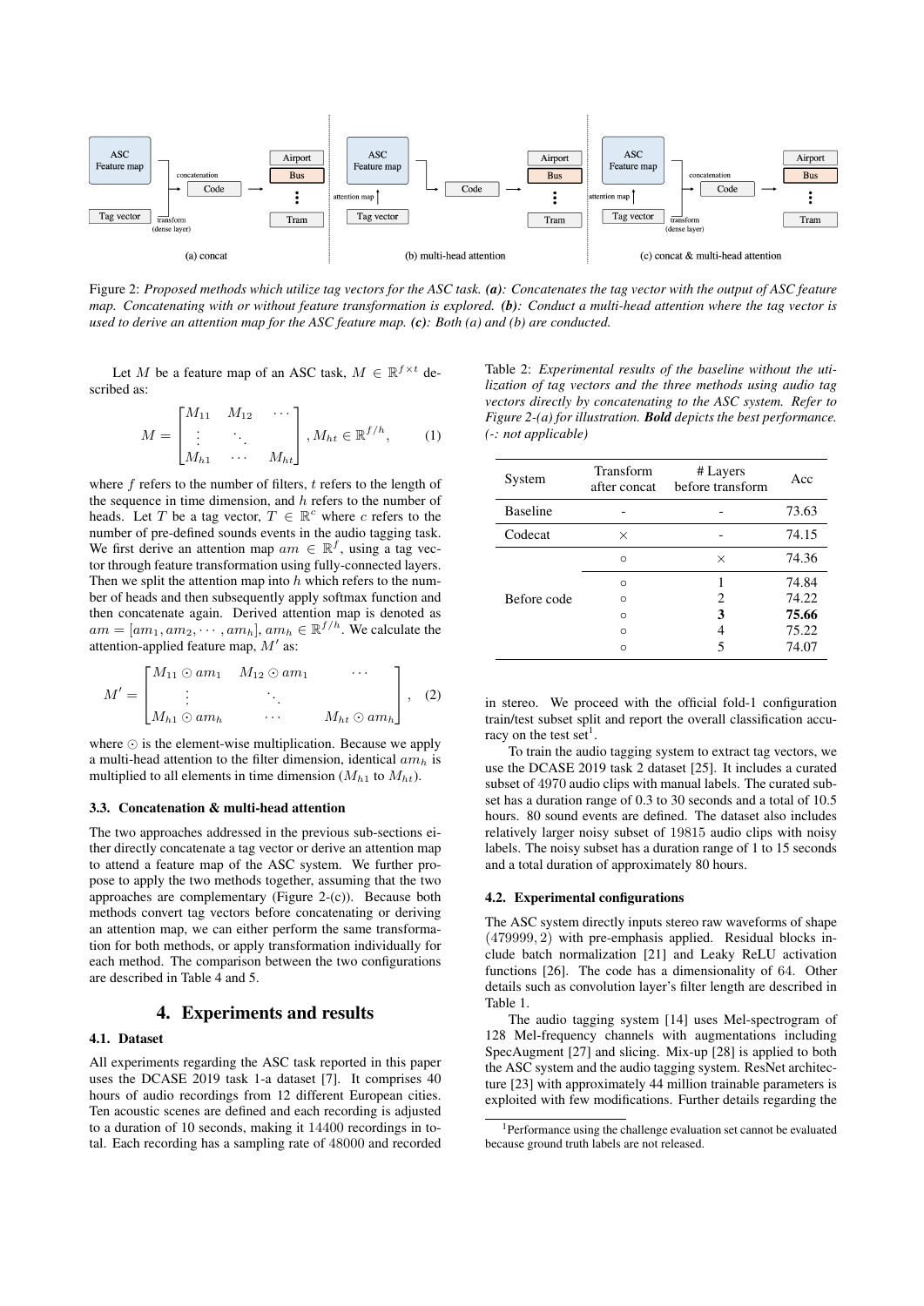Figure 2: *Proposed methods which utilize tag vectors for the ASC task.* ***(a)****: Concatenates the tag vector with the output of ASC feature map. Concatenating with or without feature transformation is explored.* ***(b)****: Conduct a multi-head attention where the tag vector is used to derive an attention map for the ASC feature map.* ***(c)****: Both (a) and (b) are conducted.*

Let $M$ be a feature map of an ASC task, $M \in \mathbb{R}^{f \times t}$ described as:

$$M = \begin{bmatrix} M_{11} & M_{12} & \cdots \\ \vdots & \ddots & \\ M_{h1} & \cdots & M_{ht} \end{bmatrix}, M_{ht} \in \mathbb{R}^{f/h}, \quad (1)$$

where $f$ refers to the number of filters, $t$ refers to the length of the sequence in time dimension, and $h$ refers to the number of heads. Let $T$ be a tag vector, $T \in \mathbb{R}^c$ where $c$ refers to the number of pre-defined sounds events in the audio tagging task. We first derive an attention map $am \in \mathbb{R}^f$, using a tag vector through feature transformation using fully-connected layers. Then we split the attention map into $h$ which refers to the number of heads and then subsequently apply softmax function and then concatenate again. Derived attention map is denoted as $am = [am_1, am_2, \cdots, am_h]$, $am_h \in \mathbb{R}^{f/h}$. We calculate the attention-applied feature map, $M'$ as:

$$M' = \begin{bmatrix} M_{11} \odot am_1 & M_{12} \odot am_1 & \cdots \\ \vdots & \ddots & \\ M_{h1} \odot am_h & \cdots & M_{ht} \odot am_h \end{bmatrix}, \quad (2)$$

where $\odot$ is the element-wise multiplication. Because we apply a multi-head attention to the filter dimension, identical $am_h$ is multiplied to all elements in time dimension ($M_{h1}$ to $M_{ht}$).

### 3.3. Concatenation & multi-head attention

The two approaches addressed in the previous sub-sections either directly concatenate a tag vector or derive an attention map to attend a feature map of the ASC system. We further propose to apply the two methods together, assuming that the two approaches are complementary (Figure 2-(c)). Because both methods convert tag vectors before concatenating or deriving an attention map, we can either perform the same transformation for both methods, or apply transformation individually for each method. The comparison between the two configurations are described in Table 4 and 5.

## 4. Experiments and results

### 4.1. Dataset

All experiments regarding the ASC task reported in this paper uses the DCASE 2019 task 1-a dataset [7]. It comprises 40 hours of audio recordings from 12 different European cities. Ten acoustic scenes are defined and each recording is adjusted to a duration of 10 seconds, making it 14400 recordings in total. Each recording has a sampling rate of 48000 and recorded in stereo. We proceed with the official fold-1 configuration train/test subset split and report the overall classification accuracy on the test set[1].

Table 2: *Experimental results of the baseline without the utilization of tag vectors and the three methods using audio tag vectors directly by concatenating to the ASC system. Refer to Figure 2-(a) for illustration.* ***Bold*** *depicts the best performance. (-: not applicable)*

| System | Transform after concat | # Layers before transform | Acc |
|---|---|---|---|
| Baseline | - | - | 73.63 |
| Codecat | × | - | 74.15 |
| Before code | ○ | × | 74.36 |
| | ○ | 1 | 74.84 |
| | ○ | 2 | 74.22 |
| | ○ | **3** | **75.66** |
| | ○ | 4 | 75.22 |
| | ○ | 5 | 74.07 |

To train the audio tagging system to extract tag vectors, we use the DCASE 2019 task 2 dataset [25]. It includes a curated subset of 4970 audio clips with manual labels. The curated subset has a duration range of 0.3 to 30 seconds and a total of 10.5 hours. 80 sound events are defined. The dataset also includes relatively larger noisy subset of 19815 audio clips with noisy labels. The noisy subset has a duration range of 1 to 15 seconds and a total duration of approximately 80 hours.

### 4.2. Experimental configurations

The ASC system directly inputs stereo raw waveforms of shape $(479999, 2)$ with pre-emphasis applied. Residual blocks include batch normalization [21] and Leaky ReLU activation functions [26]. The code has a dimensionality of 64. Other details such as convolution layer's filter length are described in Table 1.

The audio tagging system [14] uses Mel-spectrogram of 128 Mel-frequency channels with augmentations including SpecAugment [27] and slicing. Mix-up [28] is applied to both the ASC system and the audio tagging system. ResNet architecture [23] with approximately 44 million trainable parameters is exploited with few modifications. Further details regarding the

[1] Performance using the challenge evaluation set cannot be evaluated because ground truth labels are not released.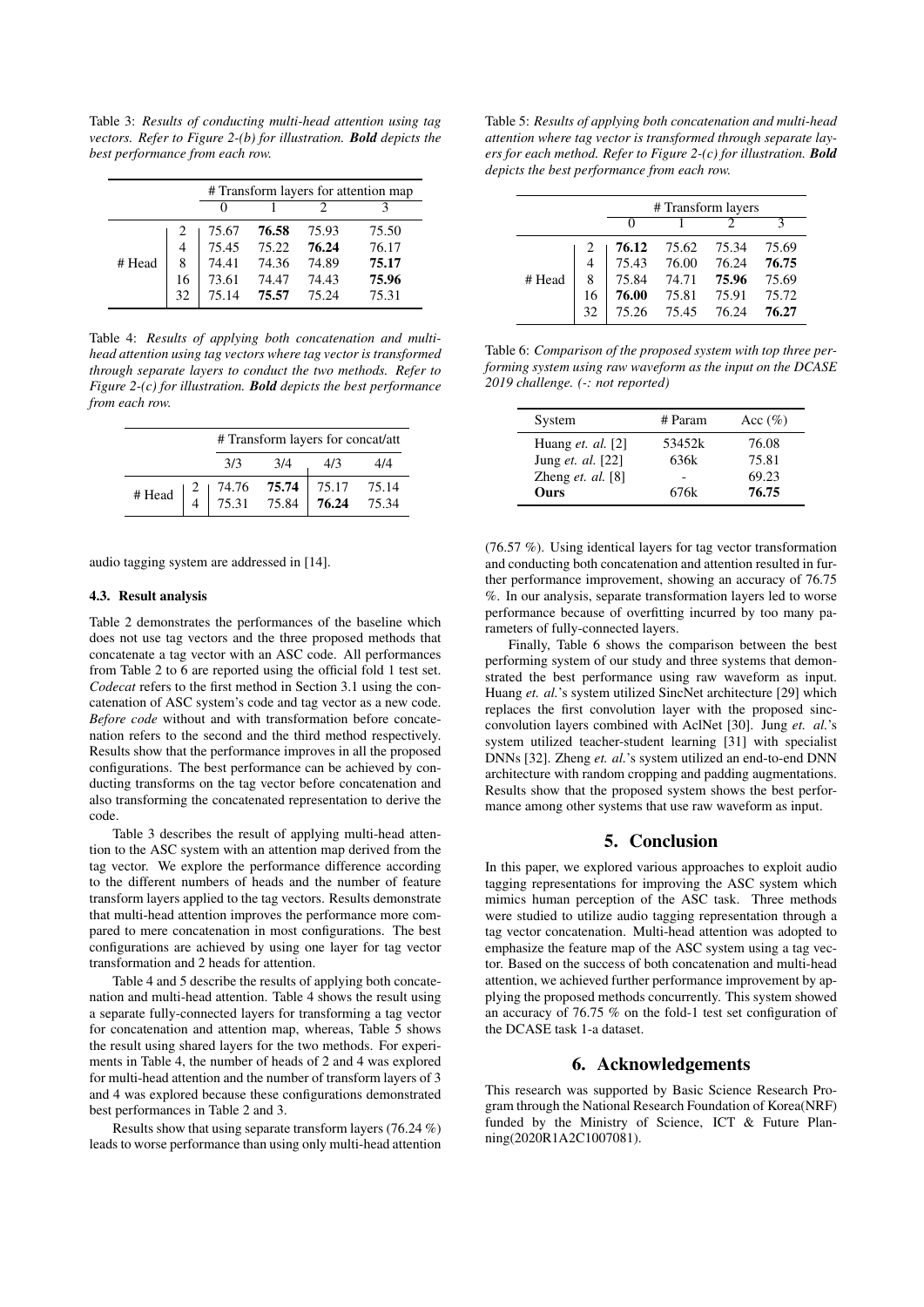Table 3: *Results of conducting multi-head attention using tag vectors. Refer to Figure 2-(b) for illustration.* ***Bold*** *depicts the best performance from each row.*

| | | # Transform layers for attention map | | | |
|---|---|---|---|---|---|
| | | 0 | 1 | 2 | 3 |
| # Head | 2 | 75.67 | **76.58** | 75.93 | 75.50 |
| | 4 | 75.45 | 75.22 | **76.24** | 76.17 |
| | 8 | 74.41 | 74.36 | 74.89 | **75.17** |
| | 16 | 73.61 | 74.47 | 74.43 | **75.96** |
| | 32 | 75.14 | **75.57** | 75.24 | 75.31 |

Table 4: *Results of applying both concatenation and multi-head attention using tag vectors where tag vector is transformed through separate layers to conduct the two methods. Refer to Figure 2-(c) for illustration.* ***Bold*** *depicts the best performance from each row.*

| | | # Transform layers for concat/att | | | |
|---|---|---|---|---|---|
| | | 3/3 | 3/4 | 4/3 | 4/4 |
| # Head | 2 | 74.76 | **75.74** | 75.17 | 75.14 |
| | 4 | 75.31 | 75.84 | **76.24** | 75.34 |

audio tagging system are addressed in [14].

### 4.3. Result analysis

Table 2 demonstrates the performances of the baseline which does not use tag vectors and the three proposed methods that concatenate a tag vector with an ASC code. All performances from Table 2 to 6 are reported using the official fold 1 test set. *Codecat* refers to the first method in Section 3.1 using the concatenation of ASC system's code and tag vector as a new code. *Before code* without and with transformation before concatenation refers to the second and the third method respectively. Results show that the performance improves in all the proposed configurations. The best performance can be achieved by conducting transforms on the tag vector before concatenation and also transforming the concatenated representation to derive the code.

Table 3 describes the result of applying multi-head attention to the ASC system with an attention map derived from the tag vector. We explore the performance difference according to the different numbers of heads and the number of feature transform layers applied to the tag vectors. Results demonstrate that multi-head attention improves the performance more compared to mere concatenation in most configurations. The best configurations are achieved by using one layer for tag vector transformation and 2 heads for attention.

Table 4 and 5 describe the results of applying both concatenation and multi-head attention. Table 4 shows the result using a separate fully-connected layers for transforming a tag vector for concatenation and attention map, whereas, Table 5 shows the result using shared layers for the two methods. For experiments in Table 4, the number of heads of 2 and 4 was explored for multi-head attention and the number of transform layers of 3 and 4 was explored because these configurations demonstrated best performances in Table 2 and 3.

Results show that using separate transform layers (76.24 %) leads to worse performance than using only multi-head attention (76.57 %). Using identical layers for tag vector transformation and conducting both concatenation and attention resulted in further performance improvement, showing an accuracy of 76.75 %. In our analysis, separate transformation layers led to worse performance because of overfitting incurred by too many parameters of fully-connected layers.

Finally, Table 6 shows the comparison between the best performing system of our study and three systems that demonstrated the best performance using raw waveform as input. Huang *et. al.*'s system utilized SincNet architecture [29] which replaces the first convolution layer with the proposed sinc-convolution layers combined with AclNet [30]. Jung *et. al.*'s system utilized teacher-student learning [31] with specialist DNNs [32]. Zheng *et. al.*'s system utilized an end-to-end DNN architecture with random cropping and padding augmentations. Results show that the proposed system shows the best performance among other systems that use raw waveform as input.

Table 5: *Results of applying both concatenation and multi-head attention where tag vector is transformed through separate layers for each method. Refer to Figure 2-(c) for illustration.* ***Bold*** *depicts the best performance from each row.*

| | | # Transform layers | | | |
|---|---|---|---|---|---|
| | | 0 | 1 | 2 | 3 |
| # Head | 2 | **76.12** | 75.62 | 75.34 | 75.69 |
| | 4 | 75.43 | 76.00 | 76.24 | **76.75** |
| | 8 | 75.84 | 74.71 | **75.96** | 75.69 |
| | 16 | **76.00** | 75.81 | 75.91 | 75.72 |
| | 32 | 75.26 | 75.45 | 76.24 | **76.27** |

Table 6: *Comparison of the proposed system with top three performing system using raw waveform as the input on the DCASE 2019 challenge. (-: not reported)*

| System | # Param | Acc (%) |
|---|---|---|
| Huang *et. al.* [2] | 53452k | 76.08 |
| Jung *et. al.* [22] | 636k | 75.81 |
| Zheng *et. al.* [8] | - | 69.23 |
| **Ours** | 676k | **76.75** |

## 5. Conclusion

In this paper, we explored various approaches to exploit audio tagging representations for improving the ASC system which mimics human perception of the ASC task. Three methods were studied to utilize audio tagging representation through a tag vector concatenation. Multi-head attention was adopted to emphasize the feature map of the ASC system using a tag vector. Based on the success of both concatenation and multi-head attention, we achieved further performance improvement by applying the proposed methods concurrently. This system showed an accuracy of 76.75 % on the fold-1 test set configuration of the DCASE task 1-a dataset.

## 6. Acknowledgements

This research was supported by Basic Science Research Program through the National Research Foundation of Korea(NRF) funded by the Ministry of Science, ICT & Future Planning(2020R1A2C1007081).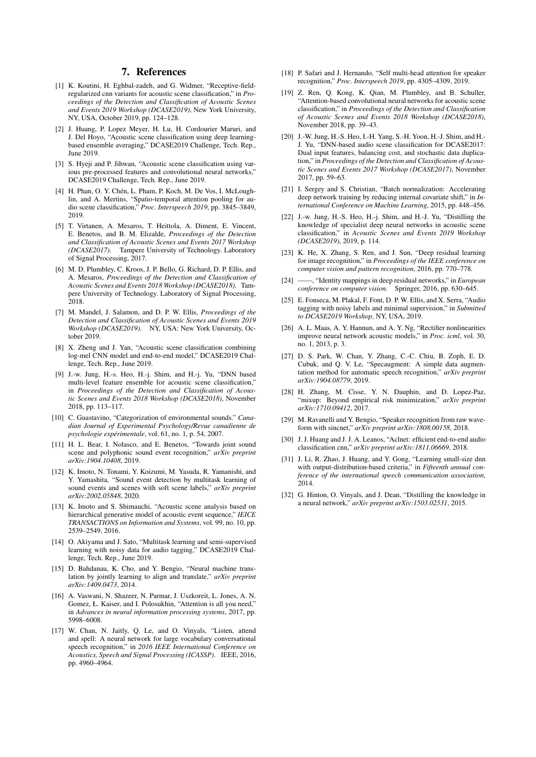## 7. References

[1] K. Koutini, H. Eghbal-zadeh, and G. Widmer, "Receptive-field-regularized cnn variants for acoustic scene classification," in *Proceedings of the Detection and Classification of Acoustic Scenes and Events 2019 Workshop (DCASE2019)*, New York University, NY, USA, October 2019, pp. 124–128.

[2] J. Huang, P. Lopez Meyer, H. Lu, H. Cordourier Maruri, and J. Del Hoyo, "Acoustic scene classification using deep learning-based ensemble averaging," DCASE2019 Challenge, Tech. Rep., June 2019.

[3] S. Hyeji and P. Jihwan, "Acoustic scene classification using various pre-processed features and convolutional neural networks," DCASE2019 Challenge, Tech. Rep., June 2019.

[4] H. Phan, O. Y. Chén, L. Pham, P. Koch, M. De Vos, I. McLoughlin, and A. Mertins, "Spatio-temporal attention pooling for audio scene classification," *Proc. Interspeech 2019*, pp. 3845–3849, 2019.

[5] T. Virtanen, A. Mesaros, T. Heittola, A. Diment, E. Vincent, E. Benetos, and B. M. Elizalde, *Proceedings of the Detection and Classification of Acoustic Scenes and Events 2017 Workshop (DCASE2017)*. Tampere University of Technology. Laboratory of Signal Processing, 2017.

[6] M. D. Plumbley, C. Kroos, J. P. Bello, G. Richard, D. P. Ellis, and A. Mesaros, *Proceedings of the Detection and Classification of Acoustic Scenes and Events 2018 Workshop (DCASE2018)*. Tampere University of Technology. Laboratory of Signal Processing, 2018.

[7] M. Mandel, J. Salamon, and D. P. W. Ellis, *Proceedings of the Detection and Classification of Acoustic Scenes and Events 2019 Workshop (DCASE2019)*. NY, USA: New York University, October 2019.

[8] X. Zheng and J. Yan, "Acoustic scene classification combining log-mel CNN model and end-to-end model," DCASE2019 Challenge, Tech. Rep., June 2019.

[9] J.-w. Jung, H.-s. Heo, H.-j. Shim, and H.-j. Yu, "DNN based multi-level feature ensemble for acoustic scene classification," in *Proceedings of the Detection and Classification of Acoustic Scenes and Events 2018 Workshop (DCASE2018)*, November 2018, pp. 113–117.

[10] C. Guastavino, "Categorization of environmental sounds." *Canadian Journal of Experimental Psychology/Revue canadienne de psychologie expérimentale*, vol. 61, no. 1, p. 54, 2007.

[11] H. L. Bear, I. Nolasco, and E. Benetos, "Towards joint sound scene and polyphonic sound event recognition," *arXiv preprint arXiv:1904.10408*, 2019.

[12] K. Imoto, N. Tonami, Y. Koizumi, M. Yasuda, R. Yamanishi, and Y. Yamashita, "Sound event detection by multitask learning of sound events and scenes with soft scene labels," *arXiv preprint arXiv:2002.05848*, 2020.

[13] K. Imoto and S. Shimauchi, "Acoustic scene analysis based on hierarchical generative model of acoustic event sequence," *IEICE TRANSACTIONS on Information and Systems*, vol. 99, no. 10, pp. 2539–2549, 2016.

[14] O. Akiyama and J. Sato, "Multitask learning and semi-supervised learning with noisy data for audio tagging," DCASE2019 Challenge, Tech. Rep., June 2019.

[15] D. Bahdanau, K. Cho, and Y. Bengio, "Neural machine translation by jointly learning to align and translate," *arXiv preprint arXiv:1409.0473*, 2014.

[16] A. Vaswani, N. Shazeer, N. Parmar, J. Uszkoreit, L. Jones, A. N. Gomez, Ł. Kaiser, and I. Polosukhin, "Attention is all you need," in *Advances in neural information processing systems*, 2017, pp. 5998–6008.

[17] W. Chan, N. Jaitly, Q. Le, and O. Vinyals, "Listen, attend and spell: A neural network for large vocabulary conversational speech recognition," in *2016 IEEE International Conference on Acoustics, Speech and Signal Processing (ICASSP)*. IEEE, 2016, pp. 4960–4964.

[18] P. Safari and J. Hernando, "Self multi-head attention for speaker recognition," *Proc. Interspeech 2019*, pp. 4305–4309, 2019.

[19] Z. Ren, Q. Kong, K. Qian, M. Plumbley, and B. Schuller, "Attention-based convolutional neural networks for acoustic scene classification," in *Proceedings of the Detection and Classification of Acoustic Scenes and Events 2018 Workshop (DCASE2018)*, November 2018, pp. 39–43.

[20] J.-W. Jung, H.-S. Heo, I.-H. Yang, S.-H. Yoon, H.-J. Shim, and H.-J. Yu, "DNN-based audio scene classification for DCASE2017: Dual input features, balancing cost, and stochastic data duplication," in *Proceedings of the Detection and Classification of Acoustic Scenes and Events 2017 Workshop (DCASE2017)*, November 2017, pp. 59–63.

[21] I. Sergey and S. Christian, "Batch normalization: Accelerating deep network training by reducing internal covariate shift," in *International Conference on Machine Learning*, 2015, pp. 448–456.

[22] J.-w. Jung, H.-S. Heo, H.-j. Shim, and H.-J. Yu, "Distilling the knowledge of specialist deep neural networks in acoustic scene classification," in *Acoustic Scenes and Events 2019 Workshop (DCASE2019)*, 2019, p. 114.

[23] K. He, X. Zhang, S. Ren, and J. Sun, "Deep residual learning for image recognition," in *Proceedings of the IEEE conference on computer vision and pattern recognition*, 2016, pp. 770–778.

[24] ——, "Identity mappings in deep residual networks," in *European conference on computer vision*. Springer, 2016, pp. 630–645.

[25] E. Fonseca, M. Plakal, F. Font, D. P. W. Ellis, and X. Serra, "Audio tagging with noisy labels and minimal supervision," in *Submitted to DCASE2019 Workshop*, NY, USA, 2019.

[26] A. L. Maas, A. Y. Hannun, and A. Y. Ng, "Rectifier nonlinearities improve neural network acoustic models," in *Proc. icml*, vol. 30, no. 1, 2013, p. 3.

[27] D. S. Park, W. Chan, Y. Zhang, C.-C. Chiu, B. Zoph, E. D. Cubuk, and Q. V. Le, "Specaugment: A simple data augmentation method for automatic speech recognition," *arXiv preprint arXiv:1904.08779*, 2019.

[28] H. Zhang, M. Cisse, Y. N. Dauphin, and D. Lopez-Paz, "mixup: Beyond empirical risk minimization," *arXiv preprint arXiv:1710.09412*, 2017.

[29] M. Ravanelli and Y. Bengio, "Speaker recognition from raw waveform with sincnet," *arXiv preprint arXiv:1808.00158*, 2018.

[30] J. J. Huang and J. J. A. Leanos, "Aclnet: efficient end-to-end audio classification cnn," *arXiv preprint arXiv:1811.06669*, 2018.

[31] J. Li, R. Zhao, J. Huang, and Y. Gong, "Learning small-size dnn with output-distribution-based criteria," in *Fifteenth annual conference of the international speech communication association*, 2014.

[32] G. Hinton, O. Vinyals, and J. Dean, "Distilling the knowledge in a neural network," *arXiv preprint arXiv:1503.02531*, 2015.